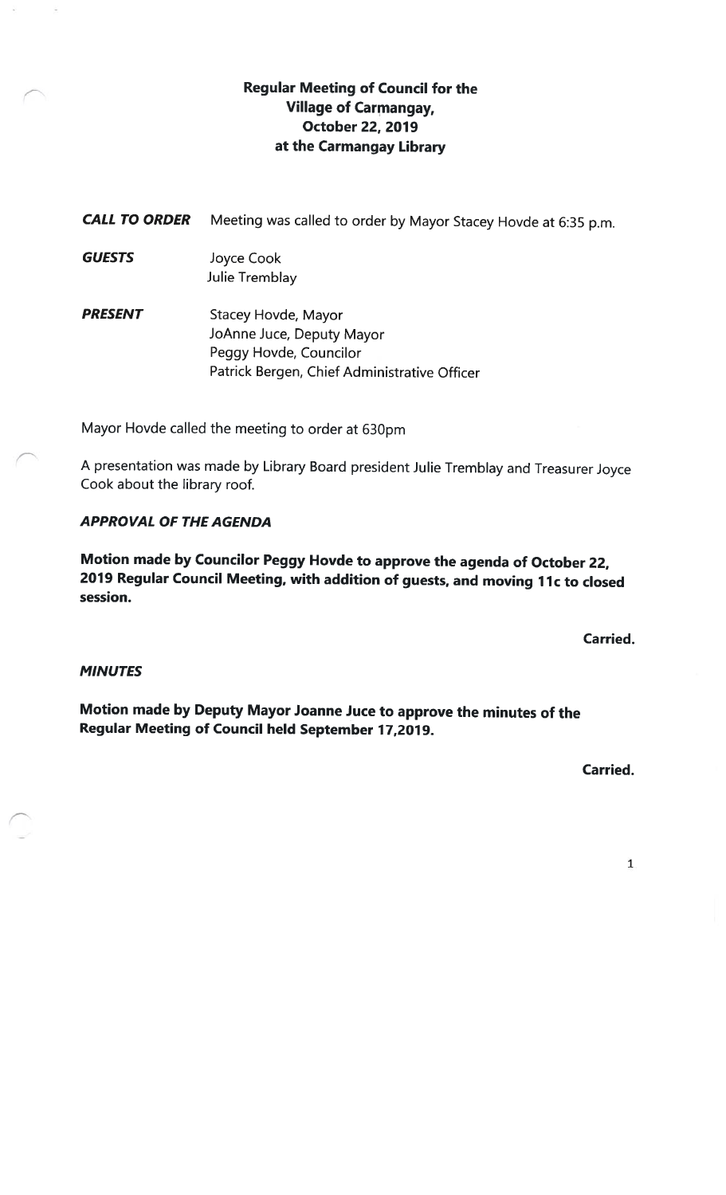# Regular Meeting of Council for the Village of Carmangay, October 22, 2019 at the Carmangay Library

| | |
|---|---|
| ***CALL TO ORDER*** | Meeting was called to order by Mayor Stacey Hovde at 6:35 p.m. |
| ***GUESTS*** | Joyce Cook<br>Julie Tremblay |
| ***PRESENT*** | Stacey Hovde, Mayor<br>JoAnne Juce, Deputy Mayor<br>Peggy Hovde, Councilor<br>Patrick Bergen, Chief Administrative Officer |

Mayor Hovde called the meeting to order at 630pm

A presentation was made by Library Board president Julie Tremblay and Treasurer Joyce Cook about the library roof.

***APPROVAL OF THE AGENDA***

**Motion made by Councilor Peggy Hovde to approve the agenda of October 22, 2019 Regular Council Meeting, with addition of guests, and moving 11c to closed session.**

**Carried.**

***MINUTES***

**Motion made by Deputy Mayor Joanne Juce to approve the minutes of the Regular Meeting of Council held September 17,2019.**

**Carried.**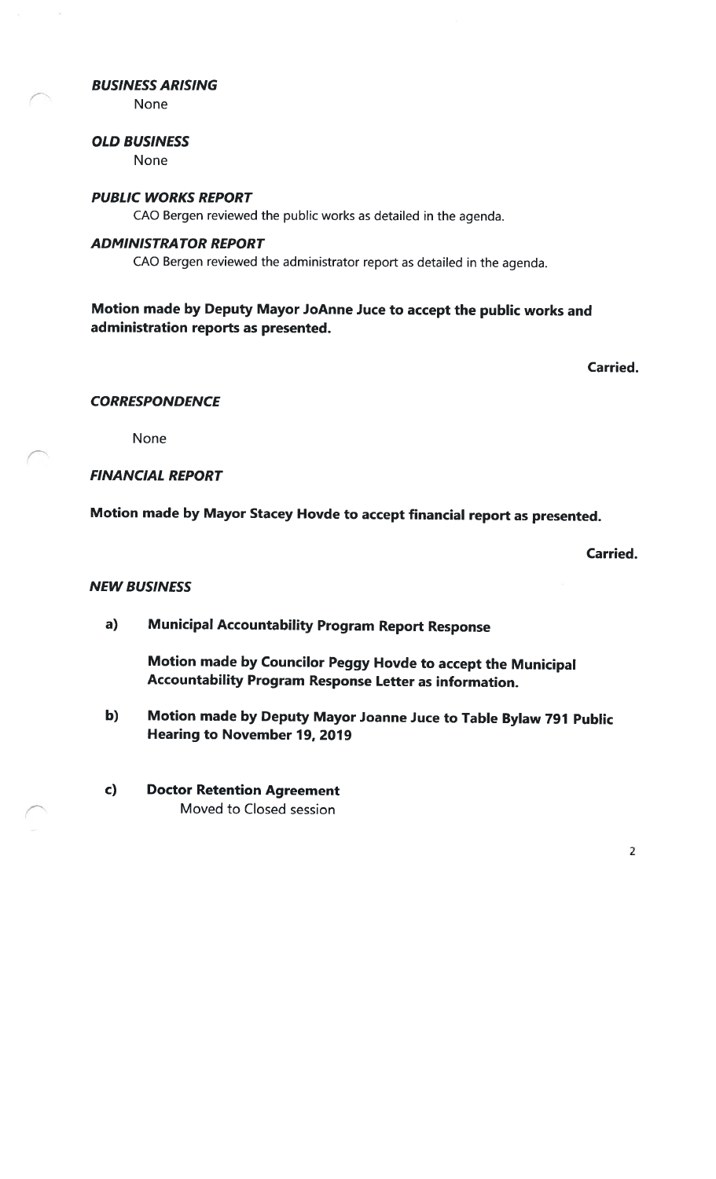***BUSINESS ARISING***

None

***OLD BUSINESS***

None

***PUBLIC WORKS REPORT***

CAO Bergen reviewed the public works as detailed in the agenda.

***ADMINISTRATOR REPORT***

CAO Bergen reviewed the administrator report as detailed in the agenda.

**Motion made by Deputy Mayor JoAnne Juce to accept the public works and administration reports as presented.**

**Carried.**

***CORRESPONDENCE***

None

***FINANCIAL REPORT***

**Motion made by Mayor Stacey Hovde to accept financial report as presented.**

**Carried.**

***NEW BUSINESS***

a) **Municipal Accountability Program Report Response**

   **Motion made by Councilor Peggy Hovde to accept the Municipal Accountability Program Response Letter as information.**

b) **Motion made by Deputy Mayor Joanne Juce to Table Bylaw 791 Public Hearing to November 19, 2019**

c) **Doctor Retention Agreement**

   Moved to Closed session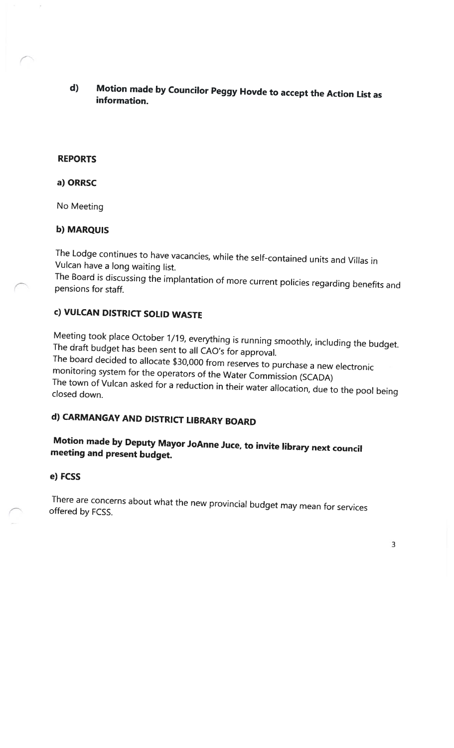**d) Motion made by Councilor Peggy Hovde to accept the Action List as information.**

## REPORTS

### a) ORRSC

No Meeting

### b) MARQUIS

The Lodge continues to have vacancies, while the self-contained units and Villas in Vulcan have a long waiting list.
The Board is discussing the implantation of more current policies regarding benefits and pensions for staff.

### c) VULCAN DISTRICT SOLID WASTE

Meeting took place October 1/19, everything is running smoothly, including the budget.
The draft budget has been sent to all CAO's for approval.
The board decided to allocate $30,000 from reserves to purchase a new electronic monitoring system for the operators of the Water Commission (SCADA)
The town of Vulcan asked for a reduction in their water allocation, due to the pool being closed down.

### d) CARMANGAY AND DISTRICT LIBRARY BOARD

**Motion made by Deputy Mayor JoAnne Juce, to invite library next council meeting and present budget.**

### e) FCSS

There are concerns about what the new provincial budget may mean for services offered by FCSS.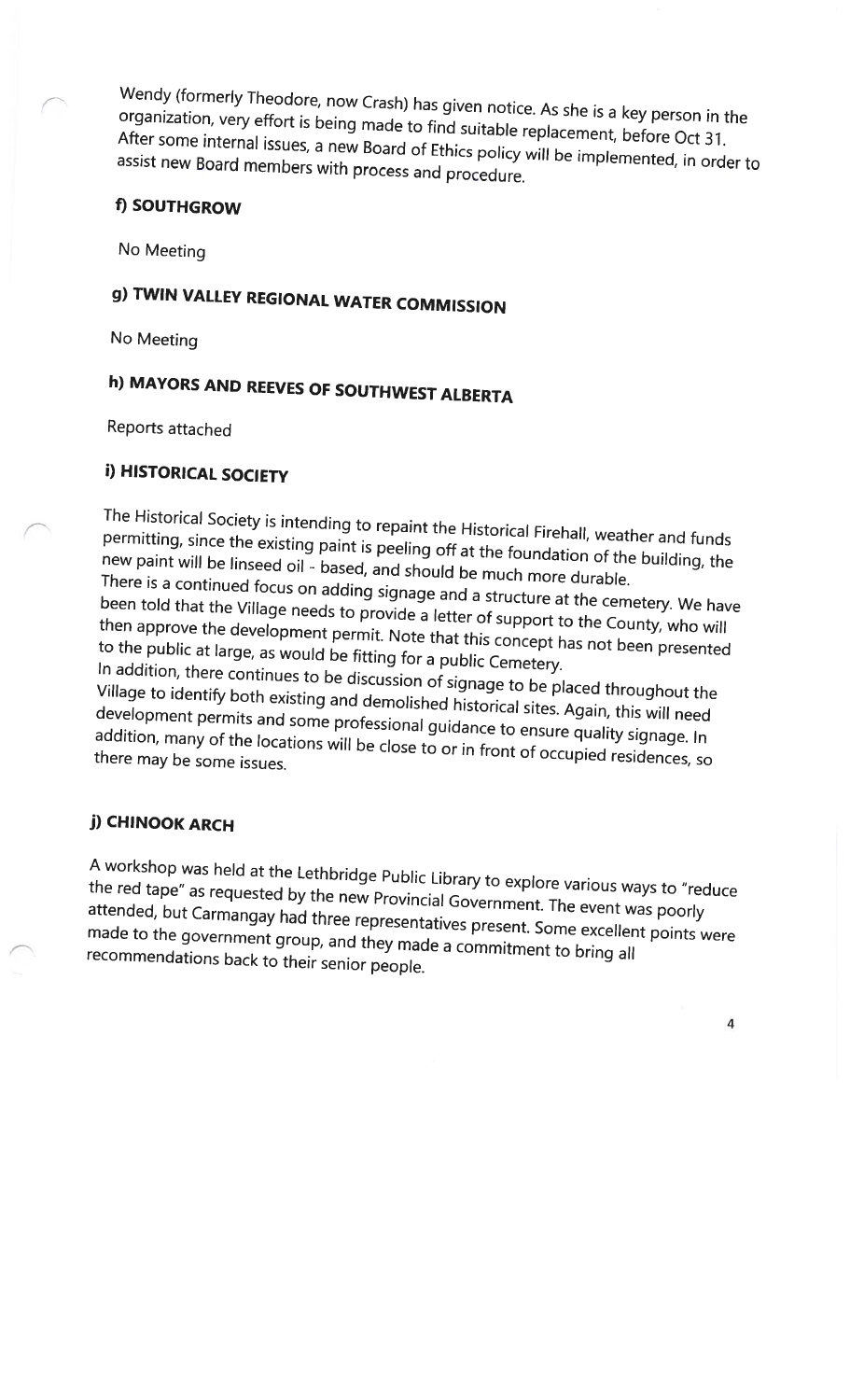Wendy (formerly Theodore, now Crash) has given notice. As she is a key person in the organization, very effort is being made to find suitable replacement, before Oct 31. After some internal issues, a new Board of Ethics policy will be implemented, in order to assist new Board members with process and procedure.

## f) SOUTHGROW

No Meeting

## g) TWIN VALLEY REGIONAL WATER COMMISSION

No Meeting

## h) MAYORS AND REEVES OF SOUTHWEST ALBERTA

Reports attached

## i) HISTORICAL SOCIETY

The Historical Society is intending to repaint the Historical Firehall, weather and funds permitting, since the existing paint is peeling off at the foundation of the building, the new paint will be linseed oil - based, and should be much more durable.
There is a continued focus on adding signage and a structure at the cemetery. We have been told that the Village needs to provide a letter of support to the County, who will then approve the development permit. Note that this concept has not been presented to the public at large, as would be fitting for a public Cemetery.
In addition, there continues to be discussion of signage to be placed throughout the Village to identify both existing and demolished historical sites. Again, this will need development permits and some professional guidance to ensure quality signage. In addition, many of the locations will be close to or in front of occupied residences, so there may be some issues.

## j) CHINOOK ARCH

A workshop was held at the Lethbridge Public Library to explore various ways to "reduce the red tape" as requested by the new Provincial Government. The event was poorly attended, but Carmangay had three representatives present. Some excellent points were made to the government group, and they made a commitment to bring all recommendations back to their senior people.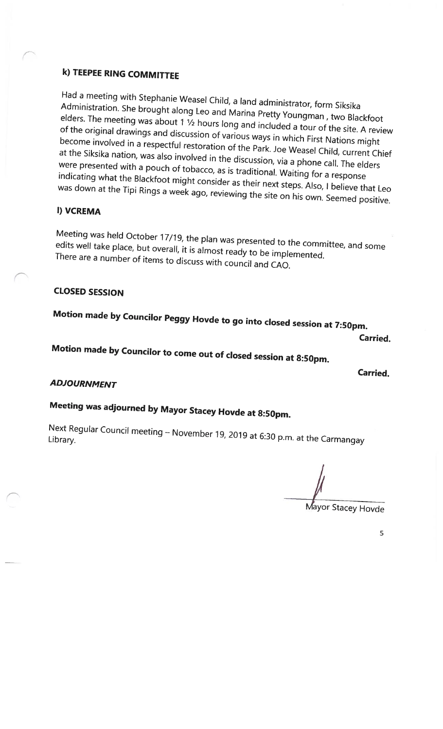### k) TEEPEE RING COMMITTEE

Had a meeting with Stephanie Weasel Child, a land administrator, form Siksika Administration. She brought along Leo and Marina Pretty Youngman , two Blackfoot elders. The meeting was about 1 ½ hours long and included a tour of the site. A review of the original drawings and discussion of various ways in which First Nations might become involved in a respectful restoration of the Park. Joe Weasel Child, current Chief at the Siksika nation, was also involved in the discussion, via a phone call. The elders were presented with a pouch of tobacco, as is traditional. Waiting for a response indicating what the Blackfoot might consider as their next steps. Also, I believe that Leo was down at the Tipi Rings a week ago, reviewing the site on his own. Seemed positive.

### l) VCREMA

Meeting was held October 17/19, the plan was presented to the committee, and some edits well take place, but overall, it is almost ready to be implemented. There are a number of items to discuss with council and CAO.

## CLOSED SESSION

**Motion made by Councilor Peggy Hovde to go into closed session at 7:50pm.**

**Carried.**

**Motion made by Councilor to come out of closed session at 8:50pm.**

**Carried.**

## *ADJOURNMENT*

**Meeting was adjourned by Mayor Stacey Hovde at 8:50pm.**

Next Regular Council meeting – November 19, 2019 at 6:30 p.m. at the Carmangay Library.

Mayor Stacey Hovde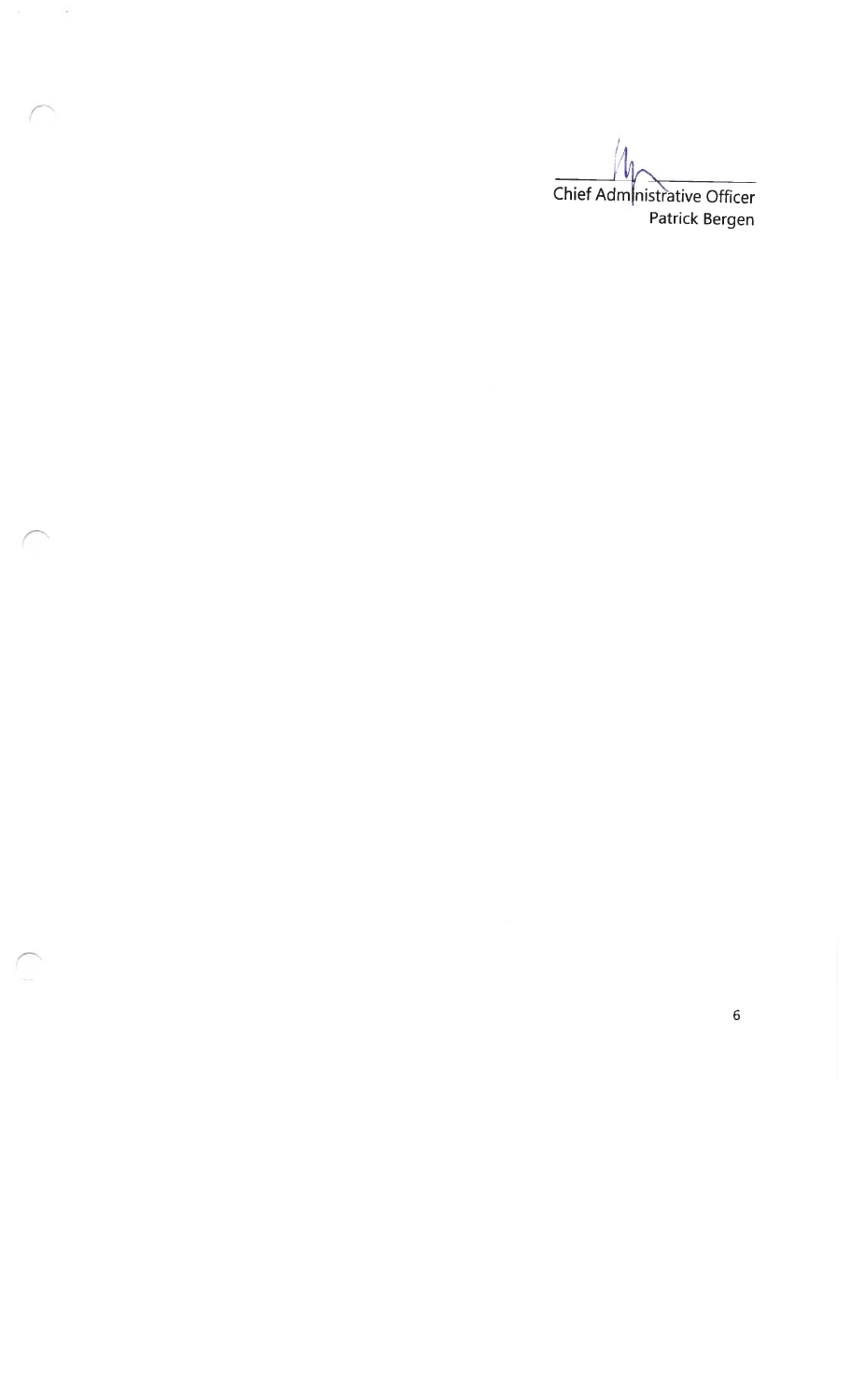Chief Administrative Officer
Patrick Bergen